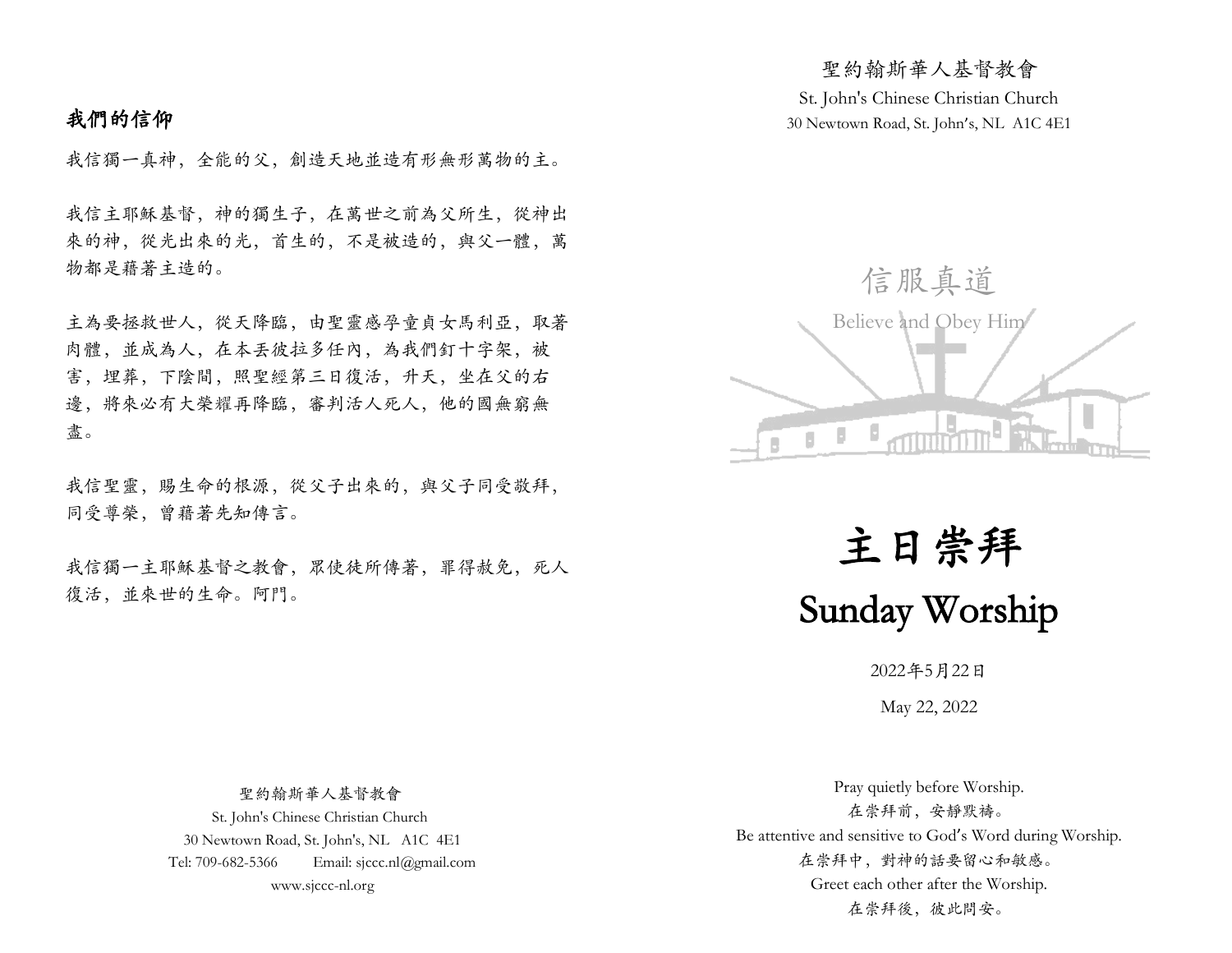## 我們的信仰

我信獨一真神，全能的父，創造天地並造有形無形萬物的主。

我信主耶穌基督，神的獨生子，在萬世之前為父所生，從神出來的神，從光出來的光，首生的，不是被造的，與父一體，萬物都是藉著主造的。

主為要拯救世人，從天降臨，由聖靈感孕童貞女馬利亞，取著肉體，並成為人，在本丟彼拉多任內，為我們釘十字架，被害，埋葬，下陰間，照聖經第三日復活，升天，坐在父的右邊，將來必有大榮耀再降臨，審判活人死人，他的國無窮無盡。

我信聖靈，賜生命的根源，從父子出來的，與父子同受敬拜，同受尊榮，曾藉著先知傳言。

我信獨一主耶穌基督之教會，眾使徒所傳著，罪得赦免，死人復活，並來世的生命。阿門。

聖約翰斯華人基督教會
St. John's Chinese Christian Church
30 Newtown Road, St. John's, NL A1C 4E1
Tel: 709-682-5366 Email: sjccc.nl@gmail.com
www.sjccc-nl.org

聖約翰斯華人基督教會
St. John's Chinese Christian Church
30 Newtown Road, St. John's, NL A1C 4E1

信服真道
Believe and Obey Him

# 主日崇拜
# Sunday Worship

2022年5月22日

May 22, 2022

Pray quietly before Worship.
在崇拜前，安靜默禱。
Be attentive and sensitive to God's Word during Worship.
在崇拜中，對神的話要留心和敏感。
Greet each other after the Worship.
在崇拜後，彼此問安。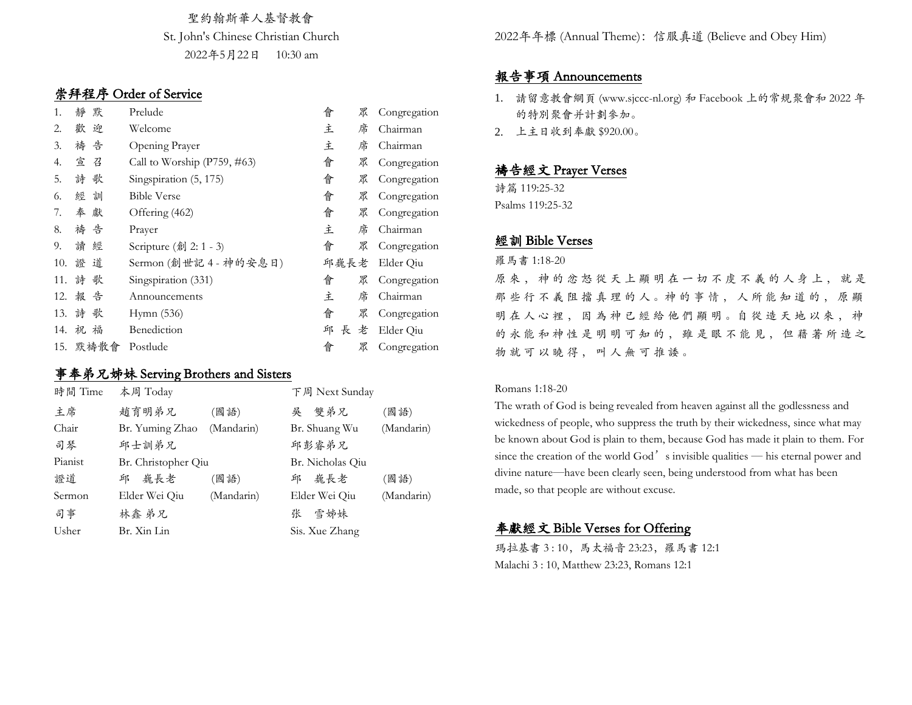聖約翰斯華人基督教會

St. John's Chinese Christian Church

2022年5月22日 10:30 am

## 崇拜程序 Order of Service

| | | | | |
|---|---|---|---|---|
| 1. 靜 默 | Prelude | 會 眾 | Congregation |
| 2. 歡 迎 | Welcome | 主 席 | Chairman |
| 3. 禱 告 | Opening Prayer | 主 席 | Chairman |
| 4. 宣 召 | Call to Worship (P759, #63) | 會 眾 | Congregation |
| 5. 詩 歌 | Singspiration (5, 175) | 會 眾 | Congregation |
| 6. 經 訓 | Bible Verse | 會 眾 | Congregation |
| 7. 奉 獻 | Offering (462) | 會 眾 | Congregation |
| 8. 禱 告 | Prayer | 主 席 | Chairman |
| 9. 讀 經 | Scripture (創 2: 1 - 3) | 會 眾 | Congregation |
| 10. 證 道 | Sermon (創世記 4 - 神的安息日) | 邱巍長老 | Elder Qiu |
| 11. 詩 歌 | Singspiration (331) | 會 眾 | Congregation |
| 12. 報 告 | Announcements | 主 席 | Chairman |
| 13. 詩 歌 | Hymn (536) | 會 眾 | Congregation |
| 14. 祝 福 | Benediction | 邱 長 老 | Elder Qiu |
| 15. 默禱散會 | Postlude | 會 眾 | Congregation |

## 事奉弟兄姊妹 Serving Brothers and Sisters

| 時間 Time | 本周 Today | | 下周 Next Sunday | |
|---|---|---|---|---|
| 主席 | 趙育明弟兄 | (國語) | 吳 雙弟兄 | (國語) |
| Chair | Br. Yuming Zhao | (Mandarin) | Br. Shuang Wu | (Mandarin) |
| 司琴 | 邱士訓弟兄 | | 邱彭睿弟兄 | |
| Pianist | Br. Christopher Qiu | | Br. Nicholas Qiu | |
| 證道 | 邱 巍長老 | (國語) | 邱 巍長老 | (國語) |
| Sermon | Elder Wei Qiu | (Mandarin) | Elder Wei Qiu | (Mandarin) |
| 司事 | 林鑫 弟兄 | | 张 雪姊妹 | |
| Usher | Br. Xin Lin | | Sis. Xue Zhang | |

2022年年標 (Annual Theme)：信服真道 (Believe and Obey Him)

## 報告事項 Announcements

1. 請留意教會網頁 (www.sjccc-nl.org) 和 Facebook 上的常規聚會和 2022 年的特別聚會并計劃參加。
2. 上主日收到奉獻 $920.00。

## 禱告經文 Prayer Verses

詩篇 119:25-32

Psalms 119:25-32

## 經訓 Bible Verses

羅馬書 1:18-20

原來，神的忿怒從天上顯明在一切不虔不義的人身上，就是那些行不義阻擋真理的人。神的事情，人所能知道的，原顯明在人心裡，因為神已經給他們顯明。自從造天地以來，神的永能和神性是明明可知的，雖是眼不能見，但藉著所造之物就可以曉得，叫人無可推諉。

Romans 1:18-20

The wrath of God is being revealed from heaven against all the godlessness and wickedness of people, who suppress the truth by their wickedness, since what may be known about God is plain to them, because God has made it plain to them. For since the creation of the world God's invisible qualities — his eternal power and divine nature—have been clearly seen, being understood from what has been made, so that people are without excuse.

## 奉獻經文 Bible Verses for Offering

瑪拉基書 3 : 10，馬太福音 23:23，羅馬書 12:1

Malachi 3 : 10, Matthew 23:23, Romans 12:1